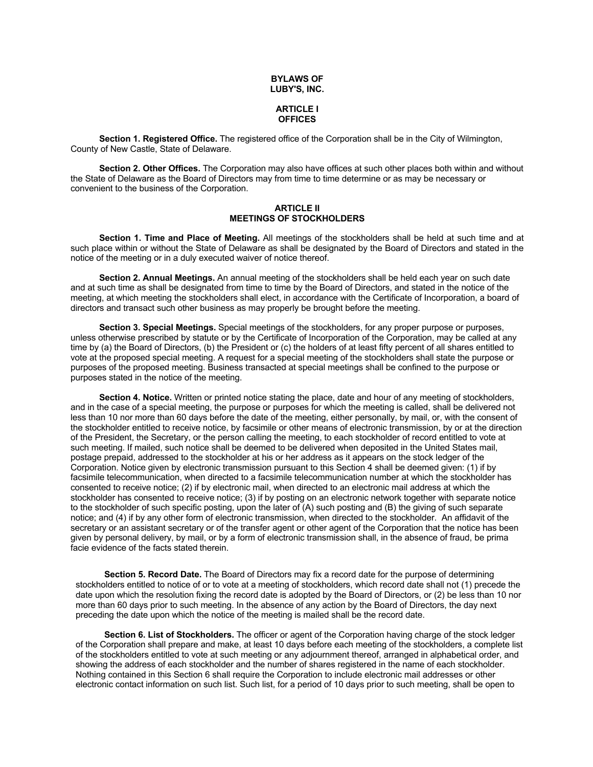# BYLAWS OF LUBY'S, INC.

## ARTICLE I OFFICES

**Section 1. Registered Office.** The registered office of the Corporation shall be in the City of Wilmington, County of New Castle, State of Delaware.

**Section 2. Other Offices.** The Corporation may also have offices at such other places both within and without the State of Delaware as the Board of Directors may from time to time determine or as may be necessary or convenient to the business of the Corporation.

## ARTICLE II MEETINGS OF STOCKHOLDERS

**Section 1. Time and Place of Meeting.** All meetings of the stockholders shall be held at such time and at such place within or without the State of Delaware as shall be designated by the Board of Directors and stated in the notice of the meeting or in a duly executed waiver of notice thereof.

**Section 2. Annual Meetings.** An annual meeting of the stockholders shall be held each year on such date and at such time as shall be designated from time to time by the Board of Directors, and stated in the notice of the meeting, at which meeting the stockholders shall elect, in accordance with the Certificate of Incorporation, a board of directors and transact such other business as may properly be brought before the meeting.

**Section 3. Special Meetings.** Special meetings of the stockholders, for any proper purpose or purposes, unless otherwise prescribed by statute or by the Certificate of Incorporation of the Corporation, may be called at any time by (a) the Board of Directors, (b) the President or (c) the holders of at least fifty percent of all shares entitled to vote at the proposed special meeting. A request for a special meeting of the stockholders shall state the purpose or purposes of the proposed meeting. Business transacted at special meetings shall be confined to the purpose or purposes stated in the notice of the meeting.

**Section 4. Notice.** Written or printed notice stating the place, date and hour of any meeting of stockholders, and in the case of a special meeting, the purpose or purposes for which the meeting is called, shall be delivered not less than 10 nor more than 60 days before the date of the meeting, either personally, by mail, or, with the consent of the stockholder entitled to receive notice, by facsimile or other means of electronic transmission, by or at the direction of the President, the Secretary, or the person calling the meeting, to each stockholder of record entitled to vote at such meeting. If mailed, such notice shall be deemed to be delivered when deposited in the United States mail, postage prepaid, addressed to the stockholder at his or her address as it appears on the stock ledger of the Corporation. Notice given by electronic transmission pursuant to this Section 4 shall be deemed given: (1) if by facsimile telecommunication, when directed to a facsimile telecommunication number at which the stockholder has consented to receive notice; (2) if by electronic mail, when directed to an electronic mail address at which the stockholder has consented to receive notice; (3) if by posting on an electronic network together with separate notice to the stockholder of such specific posting, upon the later of (A) such posting and (B) the giving of such separate notice; and (4) if by any other form of electronic transmission, when directed to the stockholder. An affidavit of the secretary or an assistant secretary or of the transfer agent or other agent of the Corporation that the notice has been given by personal delivery, by mail, or by a form of electronic transmission shall, in the absence of fraud, be prima facie evidence of the facts stated therein.

**Section 5. Record Date.** The Board of Directors may fix a record date for the purpose of determining stockholders entitled to notice of or to vote at a meeting of stockholders, which record date shall not (1) precede the date upon which the resolution fixing the record date is adopted by the Board of Directors, or (2) be less than 10 nor more than 60 days prior to such meeting. In the absence of any action by the Board of Directors, the day next preceding the date upon which the notice of the meeting is mailed shall be the record date.

**Section 6. List of Stockholders.** The officer or agent of the Corporation having charge of the stock ledger of the Corporation shall prepare and make, at least 10 days before each meeting of the stockholders, a complete list of the stockholders entitled to vote at such meeting or any adjournment thereof, arranged in alphabetical order, and showing the address of each stockholder and the number of shares registered in the name of each stockholder. Nothing contained in this Section 6 shall require the Corporation to include electronic mail addresses or other electronic contact information on such list. Such list, for a period of 10 days prior to such meeting, shall be open to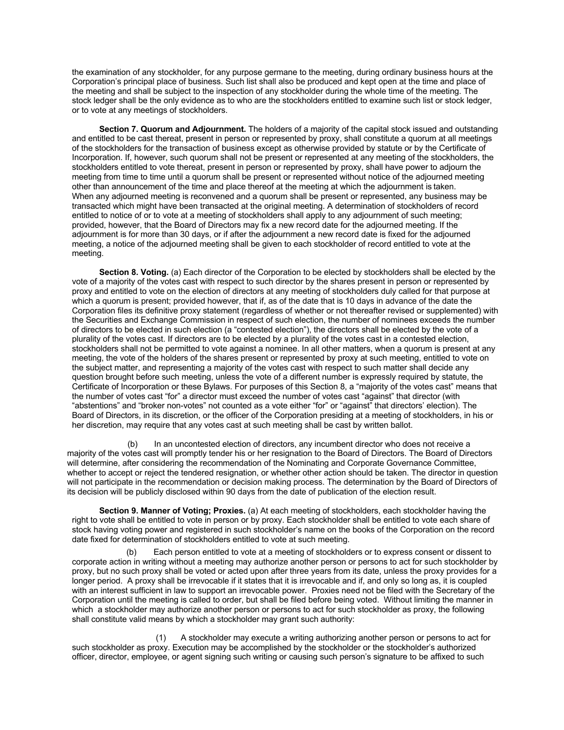the examination of any stockholder, for any purpose germane to the meeting, during ordinary business hours at the Corporation's principal place of business. Such list shall also be produced and kept open at the time and place of the meeting and shall be subject to the inspection of any stockholder during the whole time of the meeting. The stock ledger shall be the only evidence as to who are the stockholders entitled to examine such list or stock ledger, or to vote at any meetings of stockholders.

**Section 7. Quorum and Adjournment.** The holders of a majority of the capital stock issued and outstanding and entitled to be cast thereat, present in person or represented by proxy, shall constitute a quorum at all meetings of the stockholders for the transaction of business except as otherwise provided by statute or by the Certificate of Incorporation. If, however, such quorum shall not be present or represented at any meeting of the stockholders, the stockholders entitled to vote thereat, present in person or represented by proxy, shall have power to adjourn the meeting from time to time until a quorum shall be present or represented without notice of the adjourned meeting other than announcement of the time and place thereof at the meeting at which the adjournment is taken. When any adjourned meeting is reconvened and a quorum shall be present or represented, any business may be transacted which might have been transacted at the original meeting. A determination of stockholders of record entitled to notice of or to vote at a meeting of stockholders shall apply to any adjournment of such meeting; provided, however, that the Board of Directors may fix a new record date for the adjourned meeting. If the adjournment is for more than 30 days, or if after the adjournment a new record date is fixed for the adjourned meeting, a notice of the adjourned meeting shall be given to each stockholder of record entitled to vote at the meeting.

**Section 8. Voting.** (a) Each director of the Corporation to be elected by stockholders shall be elected by the vote of a majority of the votes cast with respect to such director by the shares present in person or represented by proxy and entitled to vote on the election of directors at any meeting of stockholders duly called for that purpose at which a quorum is present; provided however, that if, as of the date that is 10 days in advance of the date the Corporation files its definitive proxy statement (regardless of whether or not thereafter revised or supplemented) with the Securities and Exchange Commission in respect of such election, the number of nominees exceeds the number of directors to be elected in such election (a "contested election"), the directors shall be elected by the vote of a plurality of the votes cast. If directors are to be elected by a plurality of the votes cast in a contested election, stockholders shall not be permitted to vote against a nominee. In all other matters, when a quorum is present at any meeting, the vote of the holders of the shares present or represented by proxy at such meeting, entitled to vote on the subject matter, and representing a majority of the votes cast with respect to such matter shall decide any question brought before such meeting, unless the vote of a different number is expressly required by statute, the Certificate of Incorporation or these Bylaws. For purposes of this Section 8, a "majority of the votes cast" means that the number of votes cast "for" a director must exceed the number of votes cast "against" that director (with "abstentions" and "broker non-votes" not counted as a vote either "for" or "against" that directors' election). The Board of Directors, in its discretion, or the officer of the Corporation presiding at a meeting of stockholders, in his or her discretion, may require that any votes cast at such meeting shall be cast by written ballot.

(b) In an uncontested election of directors, any incumbent director who does not receive a majority of the votes cast will promptly tender his or her resignation to the Board of Directors. The Board of Directors will determine, after considering the recommendation of the Nominating and Corporate Governance Committee, whether to accept or reject the tendered resignation, or whether other action should be taken. The director in question will not participate in the recommendation or decision making process. The determination by the Board of Directors of its decision will be publicly disclosed within 90 days from the date of publication of the election result.

**Section 9. Manner of Voting; Proxies.** (a) At each meeting of stockholders, each stockholder having the right to vote shall be entitled to vote in person or by proxy. Each stockholder shall be entitled to vote each share of stock having voting power and registered in such stockholder's name on the books of the Corporation on the record date fixed for determination of stockholders entitled to vote at such meeting.

(b) Each person entitled to vote at a meeting of stockholders or to express consent or dissent to corporate action in writing without a meeting may authorize another person or persons to act for such stockholder by proxy, but no such proxy shall be voted or acted upon after three years from its date, unless the proxy provides for a longer period. A proxy shall be irrevocable if it states that it is irrevocable and if, and only so long as, it is coupled with an interest sufficient in law to support an irrevocable power. Proxies need not be filed with the Secretary of the Corporation until the meeting is called to order, but shall be filed before being voted. Without limiting the manner in which a stockholder may authorize another person or persons to act for such stockholder as proxy, the following shall constitute valid means by which a stockholder may grant such authority:

(1) A stockholder may execute a writing authorizing another person or persons to act for such stockholder as proxy. Execution may be accomplished by the stockholder or the stockholder's authorized officer, director, employee, or agent signing such writing or causing such person's signature to be affixed to such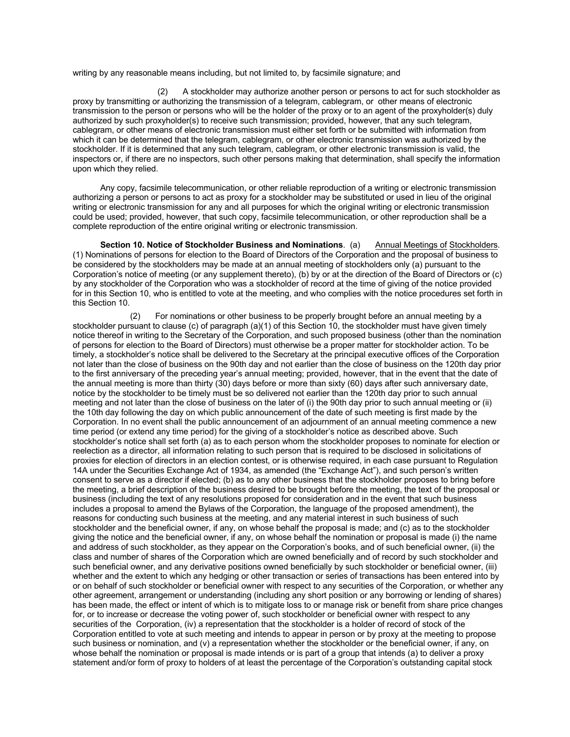writing by any reasonable means including, but not limited to, by facsimile signature; and

(2) A stockholder may authorize another person or persons to act for such stockholder as proxy by transmitting or authorizing the transmission of a telegram, cablegram, or other means of electronic transmission to the person or persons who will be the holder of the proxy or to an agent of the proxyholder(s) duly authorized by such proxyholder(s) to receive such transmission; provided, however, that any such telegram, cablegram, or other means of electronic transmission must either set forth or be submitted with information from which it can be determined that the telegram, cablegram, or other electronic transmission was authorized by the stockholder. If it is determined that any such telegram, cablegram, or other electronic transmission is valid, the inspectors or, if there are no inspectors, such other persons making that determination, shall specify the information upon which they relied.

Any copy, facsimile telecommunication, or other reliable reproduction of a writing or electronic transmission authorizing a person or persons to act as proxy for a stockholder may be substituted or used in lieu of the original writing or electronic transmission for any and all purposes for which the original writing or electronic transmission could be used; provided, however, that such copy, facsimile telecommunication, or other reproduction shall be a complete reproduction of the entire original writing or electronic transmission.

**Section 10. Notice of Stockholder Business and Nominations**. (a) Annual Meetings of Stockholders. (1) Nominations of persons for election to the Board of Directors of the Corporation and the proposal of business to be considered by the stockholders may be made at an annual meeting of stockholders only (a) pursuant to the Corporation's notice of meeting (or any supplement thereto), (b) by or at the direction of the Board of Directors or (c) by any stockholder of the Corporation who was a stockholder of record at the time of giving of the notice provided for in this Section 10, who is entitled to vote at the meeting, and who complies with the notice procedures set forth in this Section 10.

(2) For nominations or other business to be properly brought before an annual meeting by a stockholder pursuant to clause (c) of paragraph (a)(1) of this Section 10, the stockholder must have given timely notice thereof in writing to the Secretary of the Corporation, and such proposed business (other than the nomination of persons for election to the Board of Directors) must otherwise be a proper matter for stockholder action. To be timely, a stockholder's notice shall be delivered to the Secretary at the principal executive offices of the Corporation not later than the close of business on the 90th day and not earlier than the close of business on the 120th day prior to the first anniversary of the preceding year's annual meeting; provided, however, that in the event that the date of the annual meeting is more than thirty (30) days before or more than sixty (60) days after such anniversary date, notice by the stockholder to be timely must be so delivered not earlier than the 120th day prior to such annual meeting and not later than the close of business on the later of (i) the 90th day prior to such annual meeting or (ii) the 10th day following the day on which public announcement of the date of such meeting is first made by the Corporation. In no event shall the public announcement of an adjournment of an annual meeting commence a new time period (or extend any time period) for the giving of a stockholder's notice as described above. Such stockholder's notice shall set forth (a) as to each person whom the stockholder proposes to nominate for election or reelection as a director, all information relating to such person that is required to be disclosed in solicitations of proxies for election of directors in an election contest, or is otherwise required, in each case pursuant to Regulation 14A under the Securities Exchange Act of 1934, as amended (the "Exchange Act"), and such person's written consent to serve as a director if elected; (b) as to any other business that the stockholder proposes to bring before the meeting, a brief description of the business desired to be brought before the meeting, the text of the proposal or business (including the text of any resolutions proposed for consideration and in the event that such business includes a proposal to amend the Bylaws of the Corporation, the language of the proposed amendment), the reasons for conducting such business at the meeting, and any material interest in such business of such stockholder and the beneficial owner, if any, on whose behalf the proposal is made; and (c) as to the stockholder giving the notice and the beneficial owner, if any, on whose behalf the nomination or proposal is made (i) the name and address of such stockholder, as they appear on the Corporation's books, and of such beneficial owner, (ii) the class and number of shares of the Corporation which are owned beneficially and of record by such stockholder and such beneficial owner, and any derivative positions owned beneficially by such stockholder or beneficial owner, (iii) whether and the extent to which any hedging or other transaction or series of transactions has been entered into by or on behalf of such stockholder or beneficial owner with respect to any securities of the Corporation, or whether any other agreement, arrangement or understanding (including any short position or any borrowing or lending of shares) has been made, the effect or intent of which is to mitigate loss to or manage risk or benefit from share price changes for, or to increase or decrease the voting power of, such stockholder or beneficial owner with respect to any securities of the Corporation, (iv) a representation that the stockholder is a holder of record of stock of the Corporation entitled to vote at such meeting and intends to appear in person or by proxy at the meeting to propose such business or nomination, and (v) a representation whether the stockholder or the beneficial owner, if any, on whose behalf the nomination or proposal is made intends or is part of a group that intends (a) to deliver a proxy statement and/or form of proxy to holders of at least the percentage of the Corporation's outstanding capital stock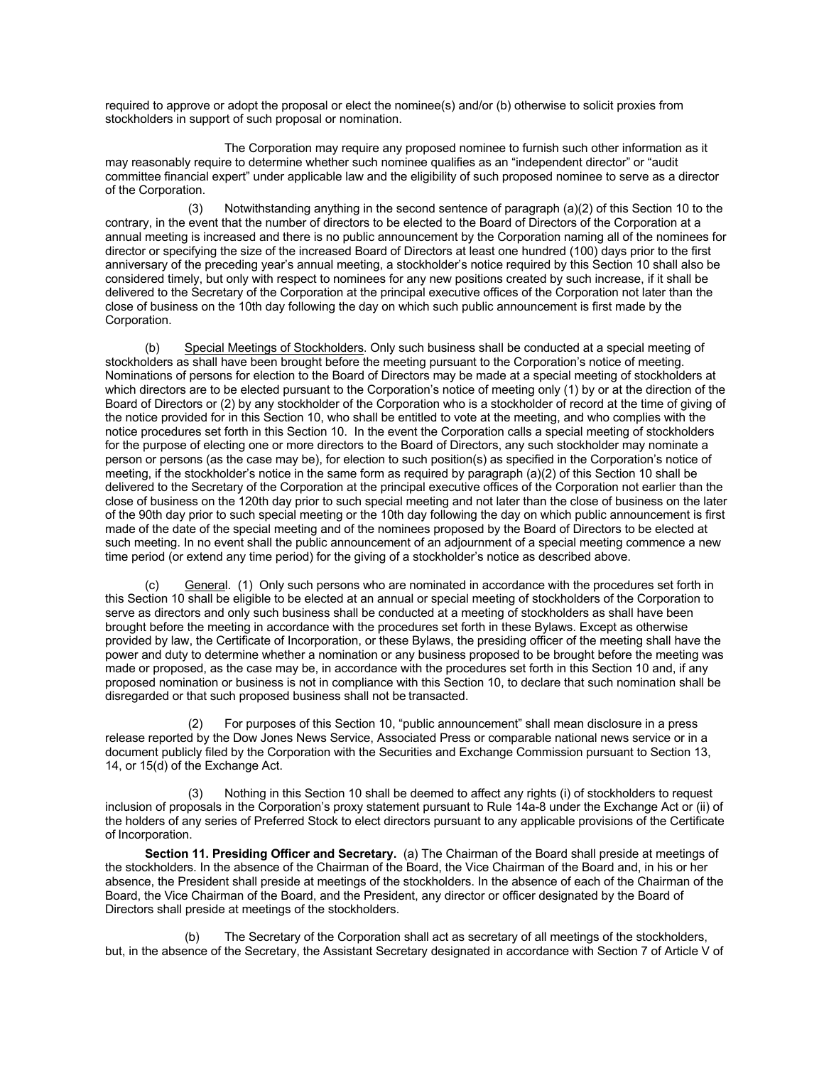required to approve or adopt the proposal or elect the nominee(s) and/or (b) otherwise to solicit proxies from stockholders in support of such proposal or nomination.

The Corporation may require any proposed nominee to furnish such other information as it may reasonably require to determine whether such nominee qualifies as an "independent director" or "audit committee financial expert" under applicable law and the eligibility of such proposed nominee to serve as a director of the Corporation.

(3) Notwithstanding anything in the second sentence of paragraph (a)(2) of this Section 10 to the contrary, in the event that the number of directors to be elected to the Board of Directors of the Corporation at a annual meeting is increased and there is no public announcement by the Corporation naming all of the nominees for director or specifying the size of the increased Board of Directors at least one hundred (100) days prior to the first anniversary of the preceding year's annual meeting, a stockholder's notice required by this Section 10 shall also be considered timely, but only with respect to nominees for any new positions created by such increase, if it shall be delivered to the Secretary of the Corporation at the principal executive offices of the Corporation not later than the close of business on the 10th day following the day on which such public announcement is first made by the Corporation.

(b) Special Meetings of Stockholders. Only such business shall be conducted at a special meeting of stockholders as shall have been brought before the meeting pursuant to the Corporation's notice of meeting. Nominations of persons for election to the Board of Directors may be made at a special meeting of stockholders at which directors are to be elected pursuant to the Corporation's notice of meeting only (1) by or at the direction of the Board of Directors or (2) by any stockholder of the Corporation who is a stockholder of record at the time of giving of the notice provided for in this Section 10, who shall be entitled to vote at the meeting, and who complies with the notice procedures set forth in this Section 10. In the event the Corporation calls a special meeting of stockholders for the purpose of electing one or more directors to the Board of Directors, any such stockholder may nominate a person or persons (as the case may be), for election to such position(s) as specified in the Corporation's notice of meeting, if the stockholder's notice in the same form as required by paragraph (a)(2) of this Section 10 shall be delivered to the Secretary of the Corporation at the principal executive offices of the Corporation not earlier than the close of business on the 120th day prior to such special meeting and not later than the close of business on the later of the 90th day prior to such special meeting or the 10th day following the day on which public announcement is first made of the date of the special meeting and of the nominees proposed by the Board of Directors to be elected at such meeting. In no event shall the public announcement of an adjournment of a special meeting commence a new time period (or extend any time period) for the giving of a stockholder's notice as described above.

(c) General. (1) Only such persons who are nominated in accordance with the procedures set forth in this Section 10 shall be eligible to be elected at an annual or special meeting of stockholders of the Corporation to serve as directors and only such business shall be conducted at a meeting of stockholders as shall have been brought before the meeting in accordance with the procedures set forth in these Bylaws. Except as otherwise provided by law, the Certificate of Incorporation, or these Bylaws, the presiding officer of the meeting shall have the power and duty to determine whether a nomination or any business proposed to be brought before the meeting was made or proposed, as the case may be, in accordance with the procedures set forth in this Section 10 and, if any proposed nomination or business is not in compliance with this Section 10, to declare that such nomination shall be disregarded or that such proposed business shall not be transacted.

(2) For purposes of this Section 10, "public announcement" shall mean disclosure in a press release reported by the Dow Jones News Service, Associated Press or comparable national news service or in a document publicly filed by the Corporation with the Securities and Exchange Commission pursuant to Section 13, 14, or 15(d) of the Exchange Act.

(3) Nothing in this Section 10 shall be deemed to affect any rights (i) of stockholders to request inclusion of proposals in the Corporation's proxy statement pursuant to Rule 14a-8 under the Exchange Act or (ii) of the holders of any series of Preferred Stock to elect directors pursuant to any applicable provisions of the Certificate of Incorporation.

**Section 11. Presiding Officer and Secretary.** (a) The Chairman of the Board shall preside at meetings of the stockholders. In the absence of the Chairman of the Board, the Vice Chairman of the Board and, in his or her absence, the President shall preside at meetings of the stockholders. In the absence of each of the Chairman of the Board, the Vice Chairman of the Board, and the President, any director or officer designated by the Board of Directors shall preside at meetings of the stockholders.

(b) The Secretary of the Corporation shall act as secretary of all meetings of the stockholders, but, in the absence of the Secretary, the Assistant Secretary designated in accordance with Section 7 of Article V of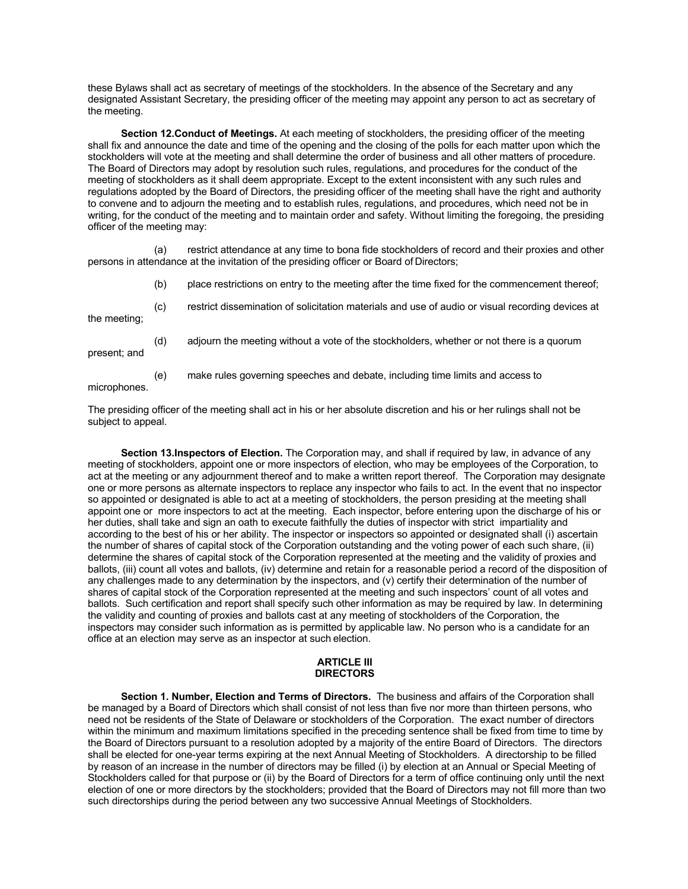these Bylaws shall act as secretary of meetings of the stockholders. In the absence of the Secretary and any designated Assistant Secretary, the presiding officer of the meeting may appoint any person to act as secretary of the meeting.

**Section 12.Conduct of Meetings.** At each meeting of stockholders, the presiding officer of the meeting shall fix and announce the date and time of the opening and the closing of the polls for each matter upon which the stockholders will vote at the meeting and shall determine the order of business and all other matters of procedure. The Board of Directors may adopt by resolution such rules, regulations, and procedures for the conduct of the meeting of stockholders as it shall deem appropriate. Except to the extent inconsistent with any such rules and regulations adopted by the Board of Directors, the presiding officer of the meeting shall have the right and authority to convene and to adjourn the meeting and to establish rules, regulations, and procedures, which need not be in writing, for the conduct of the meeting and to maintain order and safety. Without limiting the foregoing, the presiding officer of the meeting may:

(a) restrict attendance at any time to bona fide stockholders of record and their proxies and other persons in attendance at the invitation of the presiding officer or Board of Directors;

(b) place restrictions on entry to the meeting after the time fixed for the commencement thereof;

(c) restrict dissemination of solicitation materials and use of audio or visual recording devices at the meeting;

(d) adjourn the meeting without a vote of the stockholders, whether or not there is a quorum present; and

(e) make rules governing speeches and debate, including time limits and access to microphones.

The presiding officer of the meeting shall act in his or her absolute discretion and his or her rulings shall not be subject to appeal.

**Section 13.Inspectors of Election.** The Corporation may, and shall if required by law, in advance of any meeting of stockholders, appoint one or more inspectors of election, who may be employees of the Corporation, to act at the meeting or any adjournment thereof and to make a written report thereof. The Corporation may designate one or more persons as alternate inspectors to replace any inspector who fails to act. In the event that no inspector so appointed or designated is able to act at a meeting of stockholders, the person presiding at the meeting shall appoint one or more inspectors to act at the meeting. Each inspector, before entering upon the discharge of his or her duties, shall take and sign an oath to execute faithfully the duties of inspector with strict impartiality and according to the best of his or her ability. The inspector or inspectors so appointed or designated shall (i) ascertain the number of shares of capital stock of the Corporation outstanding and the voting power of each such share, (ii) determine the shares of capital stock of the Corporation represented at the meeting and the validity of proxies and ballots, (iii) count all votes and ballots, (iv) determine and retain for a reasonable period a record of the disposition of any challenges made to any determination by the inspectors, and (v) certify their determination of the number of shares of capital stock of the Corporation represented at the meeting and such inspectors' count of all votes and ballots. Such certification and report shall specify such other information as may be required by law. In determining the validity and counting of proxies and ballots cast at any meeting of stockholders of the Corporation, the inspectors may consider such information as is permitted by applicable law. No person who is a candidate for an office at an election may serve as an inspector at such election.

## ARTICLE III
## DIRECTORS

**Section 1. Number, Election and Terms of Directors.** The business and affairs of the Corporation shall be managed by a Board of Directors which shall consist of not less than five nor more than thirteen persons, who need not be residents of the State of Delaware or stockholders of the Corporation. The exact number of directors within the minimum and maximum limitations specified in the preceding sentence shall be fixed from time to time by the Board of Directors pursuant to a resolution adopted by a majority of the entire Board of Directors. The directors shall be elected for one-year terms expiring at the next Annual Meeting of Stockholders. A directorship to be filled by reason of an increase in the number of directors may be filled (i) by election at an Annual or Special Meeting of Stockholders called for that purpose or (ii) by the Board of Directors for a term of office continuing only until the next election of one or more directors by the stockholders; provided that the Board of Directors may not fill more than two such directorships during the period between any two successive Annual Meetings of Stockholders.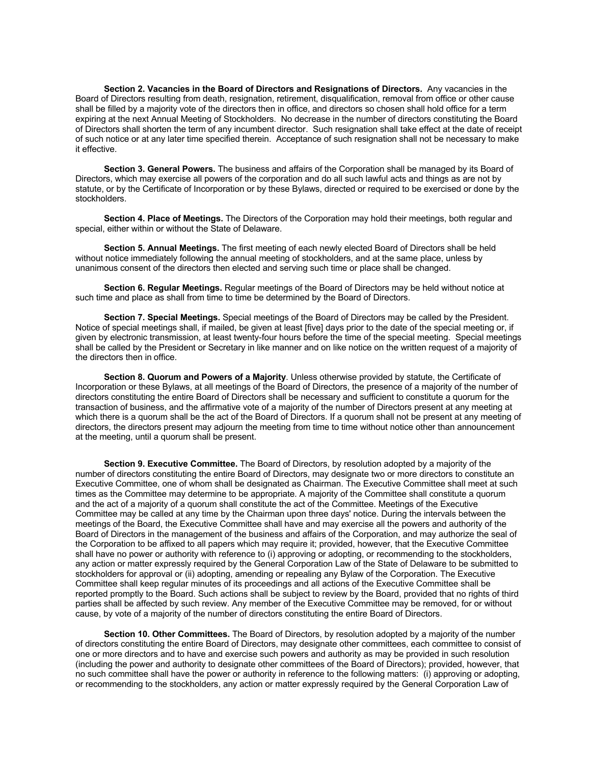**Section 2. Vacancies in the Board of Directors and Resignations of Directors.** Any vacancies in the Board of Directors resulting from death, resignation, retirement, disqualification, removal from office or other cause shall be filled by a majority vote of the directors then in office, and directors so chosen shall hold office for a term expiring at the next Annual Meeting of Stockholders. No decrease in the number of directors constituting the Board of Directors shall shorten the term of any incumbent director. Such resignation shall take effect at the date of receipt of such notice or at any later time specified therein. Acceptance of such resignation shall not be necessary to make it effective.

**Section 3. General Powers.** The business and affairs of the Corporation shall be managed by its Board of Directors, which may exercise all powers of the corporation and do all such lawful acts and things as are not by statute, or by the Certificate of Incorporation or by these Bylaws, directed or required to be exercised or done by the stockholders.

**Section 4. Place of Meetings.** The Directors of the Corporation may hold their meetings, both regular and special, either within or without the State of Delaware.

**Section 5. Annual Meetings.** The first meeting of each newly elected Board of Directors shall be held without notice immediately following the annual meeting of stockholders, and at the same place, unless by unanimous consent of the directors then elected and serving such time or place shall be changed.

**Section 6. Regular Meetings.** Regular meetings of the Board of Directors may be held without notice at such time and place as shall from time to time be determined by the Board of Directors.

**Section 7. Special Meetings.** Special meetings of the Board of Directors may be called by the President. Notice of special meetings shall, if mailed, be given at least [five] days prior to the date of the special meeting or, if given by electronic transmission, at least twenty-four hours before the time of the special meeting. Special meetings shall be called by the President or Secretary in like manner and on like notice on the written request of a majority of the directors then in office.

**Section 8. Quorum and Powers of a Majority**. Unless otherwise provided by statute, the Certificate of Incorporation or these Bylaws, at all meetings of the Board of Directors, the presence of a majority of the number of directors constituting the entire Board of Directors shall be necessary and sufficient to constitute a quorum for the transaction of business, and the affirmative vote of a majority of the number of Directors present at any meeting at which there is a quorum shall be the act of the Board of Directors. If a quorum shall not be present at any meeting of directors, the directors present may adjourn the meeting from time to time without notice other than announcement at the meeting, until a quorum shall be present.

**Section 9. Executive Committee.** The Board of Directors, by resolution adopted by a majority of the number of directors constituting the entire Board of Directors, may designate two or more directors to constitute an Executive Committee, one of whom shall be designated as Chairman. The Executive Committee shall meet at such times as the Committee may determine to be appropriate. A majority of the Committee shall constitute a quorum and the act of a majority of a quorum shall constitute the act of the Committee. Meetings of the Executive Committee may be called at any time by the Chairman upon three days' notice. During the intervals between the meetings of the Board, the Executive Committee shall have and may exercise all the powers and authority of the Board of Directors in the management of the business and affairs of the Corporation, and may authorize the seal of the Corporation to be affixed to all papers which may require it; provided, however, that the Executive Committee shall have no power or authority with reference to (i) approving or adopting, or recommending to the stockholders, any action or matter expressly required by the General Corporation Law of the State of Delaware to be submitted to stockholders for approval or (ii) adopting, amending or repealing any Bylaw of the Corporation. The Executive Committee shall keep regular minutes of its proceedings and all actions of the Executive Committee shall be reported promptly to the Board. Such actions shall be subject to review by the Board, provided that no rights of third parties shall be affected by such review. Any member of the Executive Committee may be removed, for or without cause, by vote of a majority of the number of directors constituting the entire Board of Directors.

**Section 10. Other Committees.** The Board of Directors, by resolution adopted by a majority of the number of directors constituting the entire Board of Directors, may designate other committees, each committee to consist of one or more directors and to have and exercise such powers and authority as may be provided in such resolution (including the power and authority to designate other committees of the Board of Directors); provided, however, that no such committee shall have the power or authority in reference to the following matters: (i) approving or adopting, or recommending to the stockholders, any action or matter expressly required by the General Corporation Law of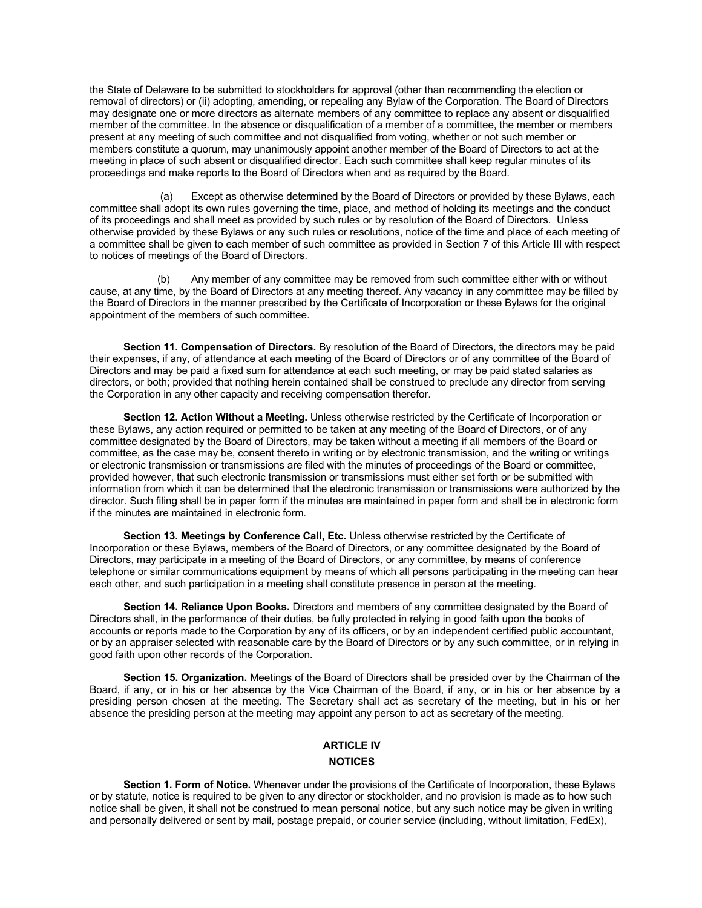the State of Delaware to be submitted to stockholders for approval (other than recommending the election or removal of directors) or (ii) adopting, amending, or repealing any Bylaw of the Corporation. The Board of Directors may designate one or more directors as alternate members of any committee to replace any absent or disqualified member of the committee. In the absence or disqualification of a member of a committee, the member or members present at any meeting of such committee and not disqualified from voting, whether or not such member or members constitute a quorum, may unanimously appoint another member of the Board of Directors to act at the meeting in place of such absent or disqualified director. Each such committee shall keep regular minutes of its proceedings and make reports to the Board of Directors when and as required by the Board.

(a) Except as otherwise determined by the Board of Directors or provided by these Bylaws, each committee shall adopt its own rules governing the time, place, and method of holding its meetings and the conduct of its proceedings and shall meet as provided by such rules or by resolution of the Board of Directors. Unless otherwise provided by these Bylaws or any such rules or resolutions, notice of the time and place of each meeting of a committee shall be given to each member of such committee as provided in Section 7 of this Article III with respect to notices of meetings of the Board of Directors.

(b) Any member of any committee may be removed from such committee either with or without cause, at any time, by the Board of Directors at any meeting thereof. Any vacancy in any committee may be filled by the Board of Directors in the manner prescribed by the Certificate of Incorporation or these Bylaws for the original appointment of the members of such committee.

**Section 11. Compensation of Directors.** By resolution of the Board of Directors, the directors may be paid their expenses, if any, of attendance at each meeting of the Board of Directors or of any committee of the Board of Directors and may be paid a fixed sum for attendance at each such meeting, or may be paid stated salaries as directors, or both; provided that nothing herein contained shall be construed to preclude any director from serving the Corporation in any other capacity and receiving compensation therefor.

**Section 12. Action Without a Meeting.** Unless otherwise restricted by the Certificate of Incorporation or these Bylaws, any action required or permitted to be taken at any meeting of the Board of Directors, or of any committee designated by the Board of Directors, may be taken without a meeting if all members of the Board or committee, as the case may be, consent thereto in writing or by electronic transmission, and the writing or writings or electronic transmission or transmissions are filed with the minutes of proceedings of the Board or committee, provided however, that such electronic transmission or transmissions must either set forth or be submitted with information from which it can be determined that the electronic transmission or transmissions were authorized by the director. Such filing shall be in paper form if the minutes are maintained in paper form and shall be in electronic form if the minutes are maintained in electronic form.

**Section 13. Meetings by Conference Call, Etc.** Unless otherwise restricted by the Certificate of Incorporation or these Bylaws, members of the Board of Directors, or any committee designated by the Board of Directors, may participate in a meeting of the Board of Directors, or any committee, by means of conference telephone or similar communications equipment by means of which all persons participating in the meeting can hear each other, and such participation in a meeting shall constitute presence in person at the meeting.

**Section 14. Reliance Upon Books.** Directors and members of any committee designated by the Board of Directors shall, in the performance of their duties, be fully protected in relying in good faith upon the books of accounts or reports made to the Corporation by any of its officers, or by an independent certified public accountant, or by an appraiser selected with reasonable care by the Board of Directors or by any such committee, or in relying in good faith upon other records of the Corporation.

**Section 15. Organization.** Meetings of the Board of Directors shall be presided over by the Chairman of the Board, if any, or in his or her absence by the Vice Chairman of the Board, if any, or in his or her absence by a presiding person chosen at the meeting. The Secretary shall act as secretary of the meeting, but in his or her absence the presiding person at the meeting may appoint any person to act as secretary of the meeting.

## ARTICLE IV

## NOTICES

**Section 1. Form of Notice.** Whenever under the provisions of the Certificate of Incorporation, these Bylaws or by statute, notice is required to be given to any director or stockholder, and no provision is made as to how such notice shall be given, it shall not be construed to mean personal notice, but any such notice may be given in writing and personally delivered or sent by mail, postage prepaid, or courier service (including, without limitation, FedEx),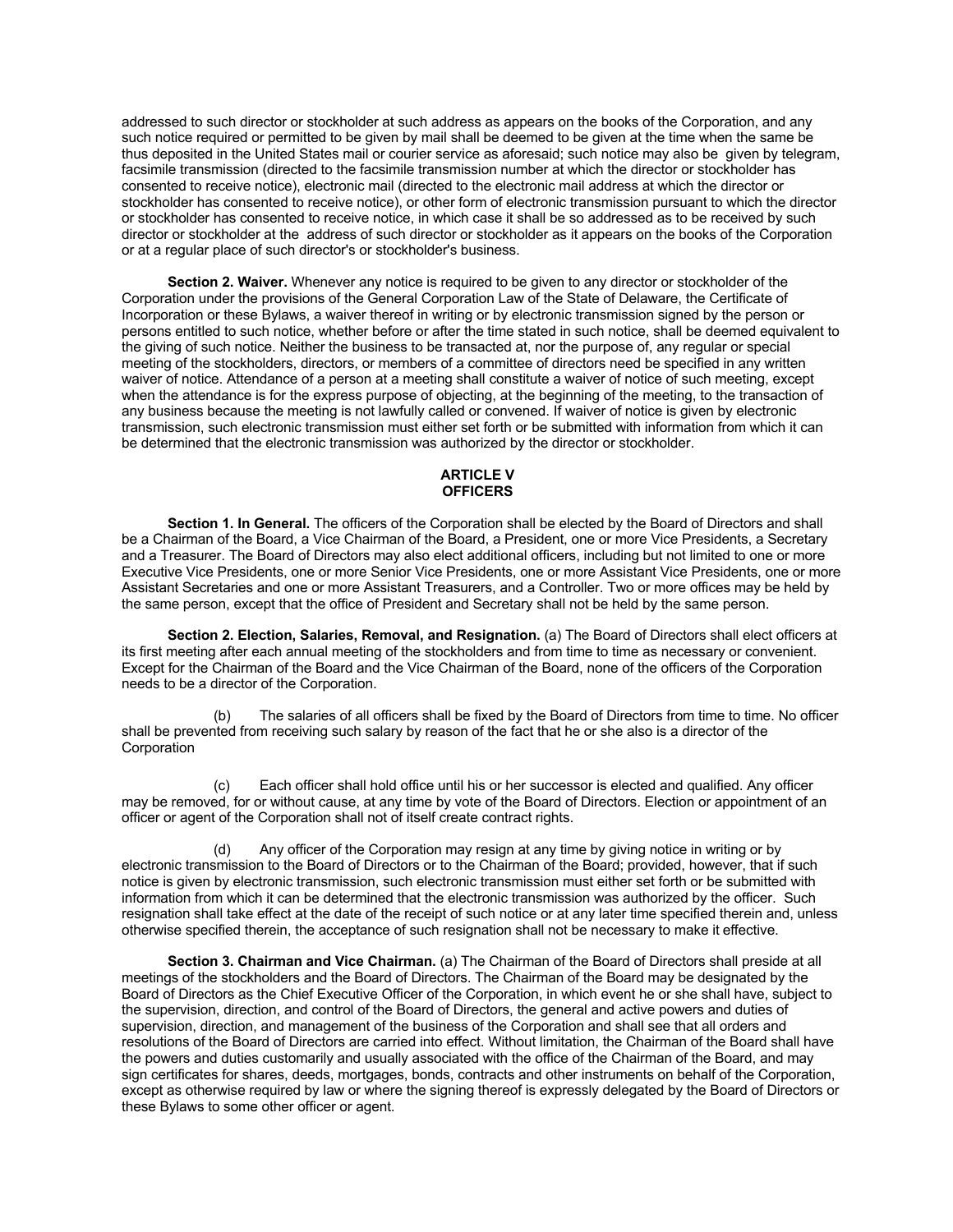addressed to such director or stockholder at such address as appears on the books of the Corporation, and any such notice required or permitted to be given by mail shall be deemed to be given at the time when the same be thus deposited in the United States mail or courier service as aforesaid; such notice may also be given by telegram, facsimile transmission (directed to the facsimile transmission number at which the director or stockholder has consented to receive notice), electronic mail (directed to the electronic mail address at which the director or stockholder has consented to receive notice), or other form of electronic transmission pursuant to which the director or stockholder has consented to receive notice, in which case it shall be so addressed as to be received by such director or stockholder at the address of such director or stockholder as it appears on the books of the Corporation or at a regular place of such director's or stockholder's business.

**Section 2. Waiver.** Whenever any notice is required to be given to any director or stockholder of the Corporation under the provisions of the General Corporation Law of the State of Delaware, the Certificate of Incorporation or these Bylaws, a waiver thereof in writing or by electronic transmission signed by the person or persons entitled to such notice, whether before or after the time stated in such notice, shall be deemed equivalent to the giving of such notice. Neither the business to be transacted at, nor the purpose of, any regular or special meeting of the stockholders, directors, or members of a committee of directors need be specified in any written waiver of notice. Attendance of a person at a meeting shall constitute a waiver of notice of such meeting, except when the attendance is for the express purpose of objecting, at the beginning of the meeting, to the transaction of any business because the meeting is not lawfully called or convened. If waiver of notice is given by electronic transmission, such electronic transmission must either set forth or be submitted with information from which it can be determined that the electronic transmission was authorized by the director or stockholder.

## ARTICLE V
## OFFICERS

**Section 1. In General.** The officers of the Corporation shall be elected by the Board of Directors and shall be a Chairman of the Board, a Vice Chairman of the Board, a President, one or more Vice Presidents, a Secretary and a Treasurer. The Board of Directors may also elect additional officers, including but not limited to one or more Executive Vice Presidents, one or more Senior Vice Presidents, one or more Assistant Vice Presidents, one or more Assistant Secretaries and one or more Assistant Treasurers, and a Controller. Two or more offices may be held by the same person, except that the office of President and Secretary shall not be held by the same person.

**Section 2. Election, Salaries, Removal, and Resignation.** (a) The Board of Directors shall elect officers at its first meeting after each annual meeting of the stockholders and from time to time as necessary or convenient. Except for the Chairman of the Board and the Vice Chairman of the Board, none of the officers of the Corporation needs to be a director of the Corporation.

(b) The salaries of all officers shall be fixed by the Board of Directors from time to time. No officer shall be prevented from receiving such salary by reason of the fact that he or she also is a director of the Corporation

(c) Each officer shall hold office until his or her successor is elected and qualified. Any officer may be removed, for or without cause, at any time by vote of the Board of Directors. Election or appointment of an officer or agent of the Corporation shall not of itself create contract rights.

(d) Any officer of the Corporation may resign at any time by giving notice in writing or by electronic transmission to the Board of Directors or to the Chairman of the Board; provided, however, that if such notice is given by electronic transmission, such electronic transmission must either set forth or be submitted with information from which it can be determined that the electronic transmission was authorized by the officer. Such resignation shall take effect at the date of the receipt of such notice or at any later time specified therein and, unless otherwise specified therein, the acceptance of such resignation shall not be necessary to make it effective.

**Section 3. Chairman and Vice Chairman.** (a) The Chairman of the Board of Directors shall preside at all meetings of the stockholders and the Board of Directors. The Chairman of the Board may be designated by the Board of Directors as the Chief Executive Officer of the Corporation, in which event he or she shall have, subject to the supervision, direction, and control of the Board of Directors, the general and active powers and duties of supervision, direction, and management of the business of the Corporation and shall see that all orders and resolutions of the Board of Directors are carried into effect. Without limitation, the Chairman of the Board shall have the powers and duties customarily and usually associated with the office of the Chairman of the Board, and may sign certificates for shares, deeds, mortgages, bonds, contracts and other instruments on behalf of the Corporation, except as otherwise required by law or where the signing thereof is expressly delegated by the Board of Directors or these Bylaws to some other officer or agent.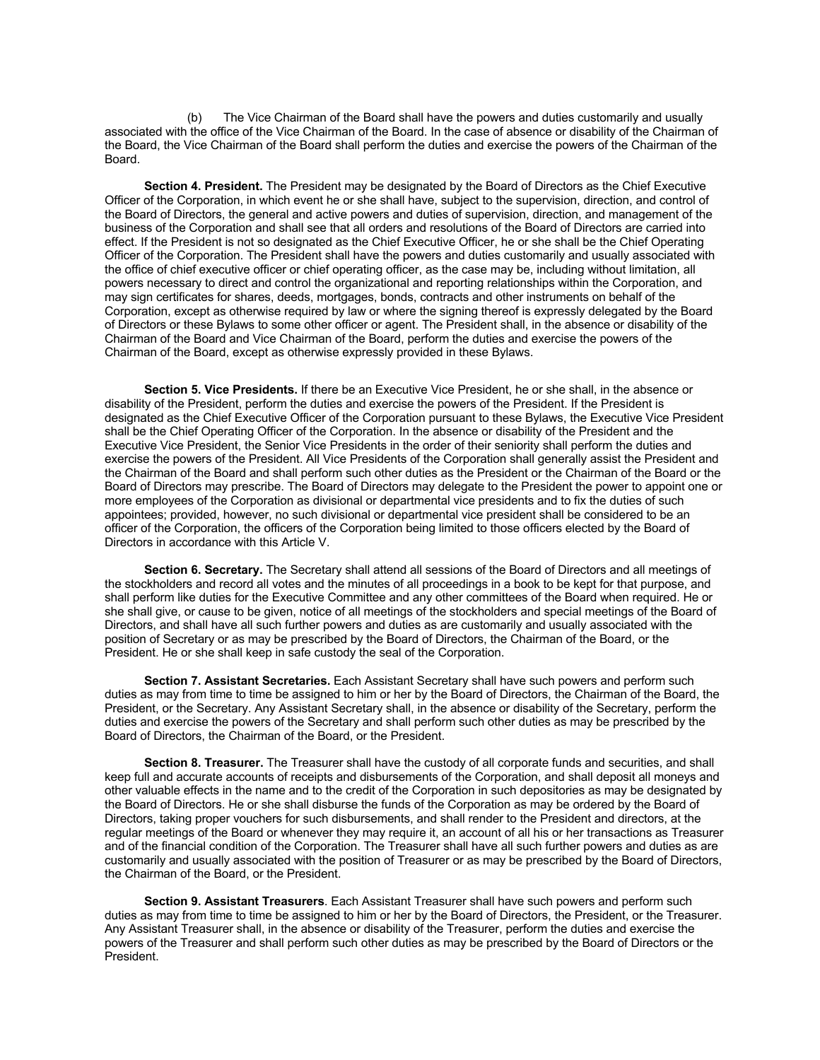(b) The Vice Chairman of the Board shall have the powers and duties customarily and usually associated with the office of the Vice Chairman of the Board. In the case of absence or disability of the Chairman of the Board, the Vice Chairman of the Board shall perform the duties and exercise the powers of the Chairman of the Board.

**Section 4. President.** The President may be designated by the Board of Directors as the Chief Executive Officer of the Corporation, in which event he or she shall have, subject to the supervision, direction, and control of the Board of Directors, the general and active powers and duties of supervision, direction, and management of the business of the Corporation and shall see that all orders and resolutions of the Board of Directors are carried into effect. If the President is not so designated as the Chief Executive Officer, he or she shall be the Chief Operating Officer of the Corporation. The President shall have the powers and duties customarily and usually associated with the office of chief executive officer or chief operating officer, as the case may be, including without limitation, all powers necessary to direct and control the organizational and reporting relationships within the Corporation, and may sign certificates for shares, deeds, mortgages, bonds, contracts and other instruments on behalf of the Corporation, except as otherwise required by law or where the signing thereof is expressly delegated by the Board of Directors or these Bylaws to some other officer or agent. The President shall, in the absence or disability of the Chairman of the Board and Vice Chairman of the Board, perform the duties and exercise the powers of the Chairman of the Board, except as otherwise expressly provided in these Bylaws.

**Section 5. Vice Presidents.** If there be an Executive Vice President, he or she shall, in the absence or disability of the President, perform the duties and exercise the powers of the President. If the President is designated as the Chief Executive Officer of the Corporation pursuant to these Bylaws, the Executive Vice President shall be the Chief Operating Officer of the Corporation. In the absence or disability of the President and the Executive Vice President, the Senior Vice Presidents in the order of their seniority shall perform the duties and exercise the powers of the President. All Vice Presidents of the Corporation shall generally assist the President and the Chairman of the Board and shall perform such other duties as the President or the Chairman of the Board or the Board of Directors may prescribe. The Board of Directors may delegate to the President the power to appoint one or more employees of the Corporation as divisional or departmental vice presidents and to fix the duties of such appointees; provided, however, no such divisional or departmental vice president shall be considered to be an officer of the Corporation, the officers of the Corporation being limited to those officers elected by the Board of Directors in accordance with this Article V.

**Section 6. Secretary.** The Secretary shall attend all sessions of the Board of Directors and all meetings of the stockholders and record all votes and the minutes of all proceedings in a book to be kept for that purpose, and shall perform like duties for the Executive Committee and any other committees of the Board when required. He or she shall give, or cause to be given, notice of all meetings of the stockholders and special meetings of the Board of Directors, and shall have all such further powers and duties as are customarily and usually associated with the position of Secretary or as may be prescribed by the Board of Directors, the Chairman of the Board, or the President. He or she shall keep in safe custody the seal of the Corporation.

**Section 7. Assistant Secretaries.** Each Assistant Secretary shall have such powers and perform such duties as may from time to time be assigned to him or her by the Board of Directors, the Chairman of the Board, the President, or the Secretary. Any Assistant Secretary shall, in the absence or disability of the Secretary, perform the duties and exercise the powers of the Secretary and shall perform such other duties as may be prescribed by the Board of Directors, the Chairman of the Board, or the President.

**Section 8. Treasurer.** The Treasurer shall have the custody of all corporate funds and securities, and shall keep full and accurate accounts of receipts and disbursements of the Corporation, and shall deposit all moneys and other valuable effects in the name and to the credit of the Corporation in such depositories as may be designated by the Board of Directors. He or she shall disburse the funds of the Corporation as may be ordered by the Board of Directors, taking proper vouchers for such disbursements, and shall render to the President and directors, at the regular meetings of the Board or whenever they may require it, an account of all his or her transactions as Treasurer and of the financial condition of the Corporation. The Treasurer shall have all such further powers and duties as are customarily and usually associated with the position of Treasurer or as may be prescribed by the Board of Directors, the Chairman of the Board, or the President.

**Section 9. Assistant Treasurers**. Each Assistant Treasurer shall have such powers and perform such duties as may from time to time be assigned to him or her by the Board of Directors, the President, or the Treasurer. Any Assistant Treasurer shall, in the absence or disability of the Treasurer, perform the duties and exercise the powers of the Treasurer and shall perform such other duties as may be prescribed by the Board of Directors or the President.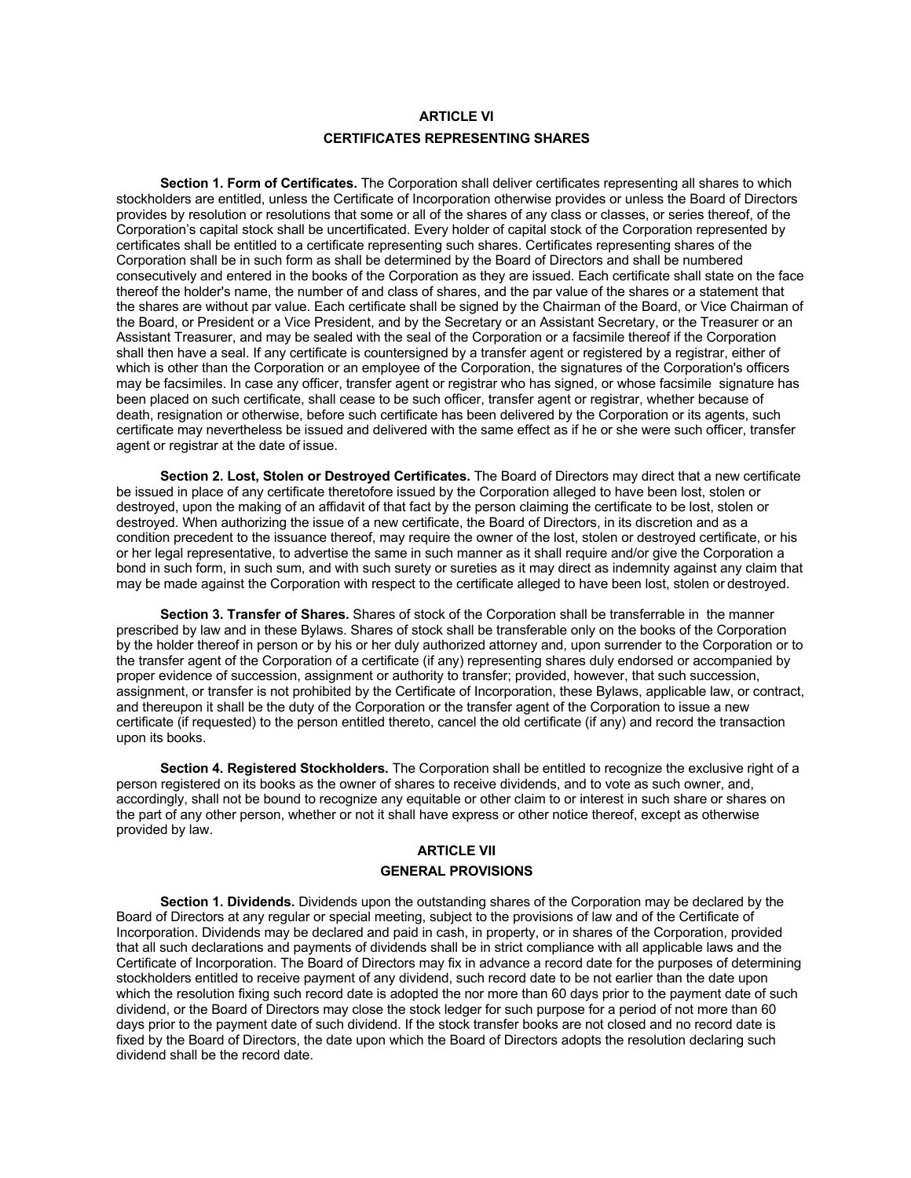## ARTICLE VI

## CERTIFICATES REPRESENTING SHARES

**Section 1. Form of Certificates.** The Corporation shall deliver certificates representing all shares to which stockholders are entitled, unless the Certificate of Incorporation otherwise provides or unless the Board of Directors provides by resolution or resolutions that some or all of the shares of any class or classes, or series thereof, of the Corporation's capital stock shall be uncertificated. Every holder of capital stock of the Corporation represented by certificates shall be entitled to a certificate representing such shares. Certificates representing shares of the Corporation shall be in such form as shall be determined by the Board of Directors and shall be numbered consecutively and entered in the books of the Corporation as they are issued. Each certificate shall state on the face thereof the holder's name, the number of and class of shares, and the par value of the shares or a statement that the shares are without par value. Each certificate shall be signed by the Chairman of the Board, or Vice Chairman of the Board, or President or a Vice President, and by the Secretary or an Assistant Secretary, or the Treasurer or an Assistant Treasurer, and may be sealed with the seal of the Corporation or a facsimile thereof if the Corporation shall then have a seal. If any certificate is countersigned by a transfer agent or registered by a registrar, either of which is other than the Corporation or an employee of the Corporation, the signatures of the Corporation's officers may be facsimiles. In case any officer, transfer agent or registrar who has signed, or whose facsimile signature has been placed on such certificate, shall cease to be such officer, transfer agent or registrar, whether because of death, resignation or otherwise, before such certificate has been delivered by the Corporation or its agents, such certificate may nevertheless be issued and delivered with the same effect as if he or she were such officer, transfer agent or registrar at the date of issue.

**Section 2. Lost, Stolen or Destroyed Certificates.** The Board of Directors may direct that a new certificate be issued in place of any certificate theretofore issued by the Corporation alleged to have been lost, stolen or destroyed, upon the making of an affidavit of that fact by the person claiming the certificate to be lost, stolen or destroyed. When authorizing the issue of a new certificate, the Board of Directors, in its discretion and as a condition precedent to the issuance thereof, may require the owner of the lost, stolen or destroyed certificate, or his or her legal representative, to advertise the same in such manner as it shall require and/or give the Corporation a bond in such form, in such sum, and with such surety or sureties as it may direct as indemnity against any claim that may be made against the Corporation with respect to the certificate alleged to have been lost, stolen or destroyed.

**Section 3. Transfer of Shares.** Shares of stock of the Corporation shall be transferrable in the manner prescribed by law and in these Bylaws. Shares of stock shall be transferable only on the books of the Corporation by the holder thereof in person or by his or her duly authorized attorney and, upon surrender to the Corporation or to the transfer agent of the Corporation of a certificate (if any) representing shares duly endorsed or accompanied by proper evidence of succession, assignment or authority to transfer; provided, however, that such succession, assignment, or transfer is not prohibited by the Certificate of Incorporation, these Bylaws, applicable law, or contract, and thereupon it shall be the duty of the Corporation or the transfer agent of the Corporation to issue a new certificate (if requested) to the person entitled thereto, cancel the old certificate (if any) and record the transaction upon its books.

**Section 4. Registered Stockholders.** The Corporation shall be entitled to recognize the exclusive right of a person registered on its books as the owner of shares to receive dividends, and to vote as such owner, and, accordingly, shall not be bound to recognize any equitable or other claim to or interest in such share or shares on the part of any other person, whether or not it shall have express or other notice thereof, except as otherwise provided by law.

## ARTICLE VII

## GENERAL PROVISIONS

**Section 1. Dividends.** Dividends upon the outstanding shares of the Corporation may be declared by the Board of Directors at any regular or special meeting, subject to the provisions of law and of the Certificate of Incorporation. Dividends may be declared and paid in cash, in property, or in shares of the Corporation, provided that all such declarations and payments of dividends shall be in strict compliance with all applicable laws and the Certificate of Incorporation. The Board of Directors may fix in advance a record date for the purposes of determining stockholders entitled to receive payment of any dividend, such record date to be not earlier than the date upon which the resolution fixing such record date is adopted the nor more than 60 days prior to the payment date of such dividend, or the Board of Directors may close the stock ledger for such purpose for a period of not more than 60 days prior to the payment date of such dividend. If the stock transfer books are not closed and no record date is fixed by the Board of Directors, the date upon which the Board of Directors adopts the resolution declaring such dividend shall be the record date.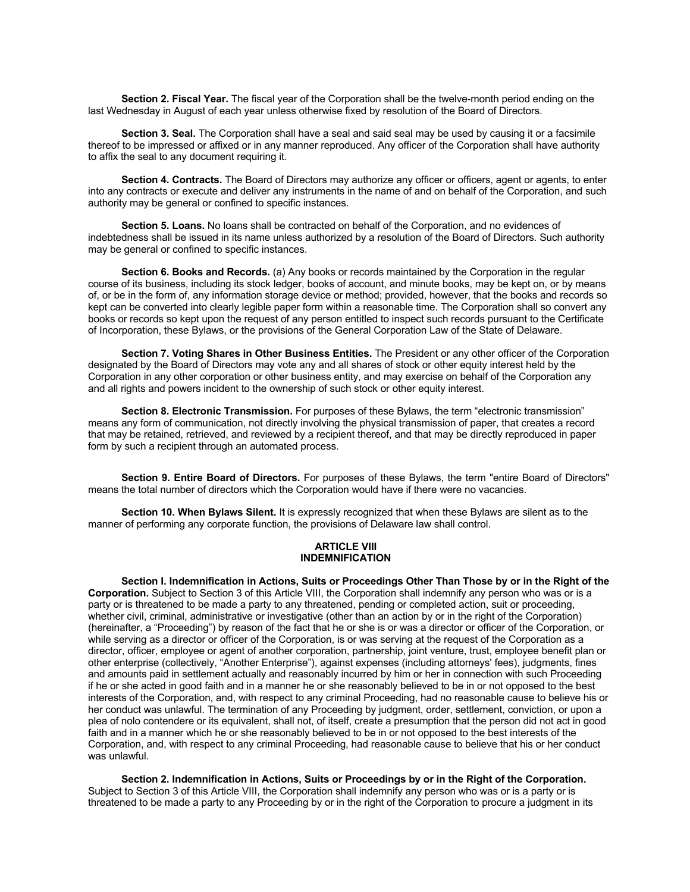**Section 2. Fiscal Year.** The fiscal year of the Corporation shall be the twelve-month period ending on the last Wednesday in August of each year unless otherwise fixed by resolution of the Board of Directors.

**Section 3. Seal.** The Corporation shall have a seal and said seal may be used by causing it or a facsimile thereof to be impressed or affixed or in any manner reproduced. Any officer of the Corporation shall have authority to affix the seal to any document requiring it.

**Section 4. Contracts.** The Board of Directors may authorize any officer or officers, agent or agents, to enter into any contracts or execute and deliver any instruments in the name of and on behalf of the Corporation, and such authority may be general or confined to specific instances.

**Section 5. Loans.** No loans shall be contracted on behalf of the Corporation, and no evidences of indebtedness shall be issued in its name unless authorized by a resolution of the Board of Directors. Such authority may be general or confined to specific instances.

**Section 6. Books and Records.** (a) Any books or records maintained by the Corporation in the regular course of its business, including its stock ledger, books of account, and minute books, may be kept on, or by means of, or be in the form of, any information storage device or method; provided, however, that the books and records so kept can be converted into clearly legible paper form within a reasonable time. The Corporation shall so convert any books or records so kept upon the request of any person entitled to inspect such records pursuant to the Certificate of Incorporation, these Bylaws, or the provisions of the General Corporation Law of the State of Delaware.

**Section 7. Voting Shares in Other Business Entities.** The President or any other officer of the Corporation designated by the Board of Directors may vote any and all shares of stock or other equity interest held by the Corporation in any other corporation or other business entity, and may exercise on behalf of the Corporation any and all rights and powers incident to the ownership of such stock or other equity interest.

**Section 8. Electronic Transmission.** For purposes of these Bylaws, the term "electronic transmission" means any form of communication, not directly involving the physical transmission of paper, that creates a record that may be retained, retrieved, and reviewed by a recipient thereof, and that may be directly reproduced in paper form by such a recipient through an automated process.

**Section 9. Entire Board of Directors.** For purposes of these Bylaws, the term "entire Board of Directors" means the total number of directors which the Corporation would have if there were no vacancies.

**Section 10. When Bylaws Silent.** It is expressly recognized that when these Bylaws are silent as to the manner of performing any corporate function, the provisions of Delaware law shall control.

## ARTICLE VIII
## INDEMNIFICATION

**Section I. Indemnification in Actions, Suits or Proceedings Other Than Those by or in the Right of the Corporation.** Subject to Section 3 of this Article VIII, the Corporation shall indemnify any person who was or is a party or is threatened to be made a party to any threatened, pending or completed action, suit or proceeding, whether civil, criminal, administrative or investigative (other than an action by or in the right of the Corporation) (hereinafter, a "Proceeding") by reason of the fact that he or she is or was a director or officer of the Corporation, or while serving as a director or officer of the Corporation, is or was serving at the request of the Corporation as a director, officer, employee or agent of another corporation, partnership, joint venture, trust, employee benefit plan or other enterprise (collectively, "Another Enterprise"), against expenses (including attorneys' fees), judgments, fines and amounts paid in settlement actually and reasonably incurred by him or her in connection with such Proceeding if he or she acted in good faith and in a manner he or she reasonably believed to be in or not opposed to the best interests of the Corporation, and, with respect to any criminal Proceeding, had no reasonable cause to believe his or her conduct was unlawful. The termination of any Proceeding by judgment, order, settlement, conviction, or upon a plea of nolo contendere or its equivalent, shall not, of itself, create a presumption that the person did not act in good faith and in a manner which he or she reasonably believed to be in or not opposed to the best interests of the Corporation, and, with respect to any criminal Proceeding, had reasonable cause to believe that his or her conduct was unlawful.

**Section 2. Indemnification in Actions, Suits or Proceedings by or in the Right of the Corporation.** Subject to Section 3 of this Article VIII, the Corporation shall indemnify any person who was or is a party or is threatened to be made a party to any Proceeding by or in the right of the Corporation to procure a judgment in its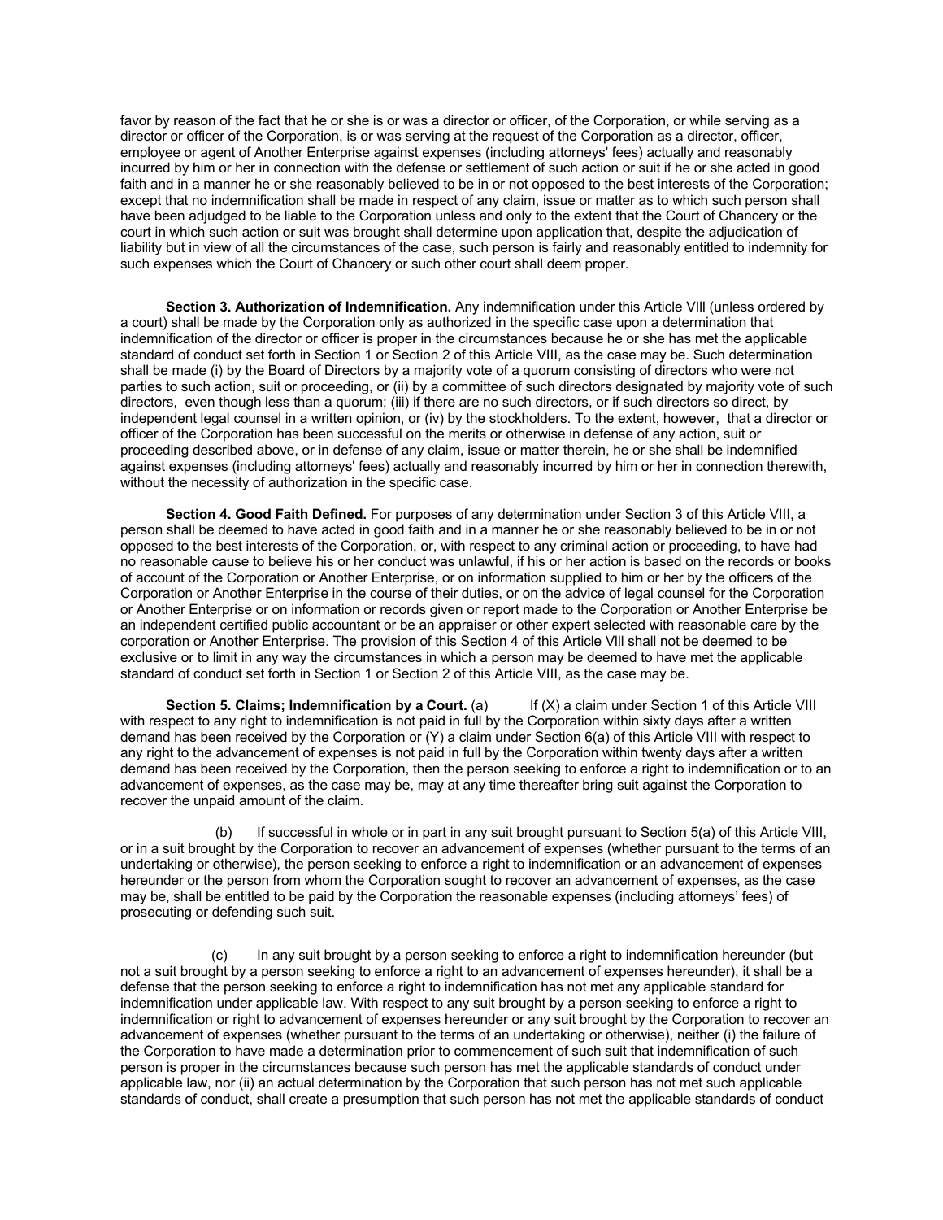favor by reason of the fact that he or she is or was a director or officer, of the Corporation, or while serving as a director or officer of the Corporation, is or was serving at the request of the Corporation as a director, officer, employee or agent of Another Enterprise against expenses (including attorneys' fees) actually and reasonably incurred by him or her in connection with the defense or settlement of such action or suit if he or she acted in good faith and in a manner he or she reasonably believed to be in or not opposed to the best interests of the Corporation; except that no indemnification shall be made in respect of any claim, issue or matter as to which such person shall have been adjudged to be liable to the Corporation unless and only to the extent that the Court of Chancery or the court in which such action or suit was brought shall determine upon application that, despite the adjudication of liability but in view of all the circumstances of the case, such person is fairly and reasonably entitled to indemnity for such expenses which the Court of Chancery or such other court shall deem proper.

**Section 3. Authorization of Indemnification.** Any indemnification under this Article VIII (unless ordered by a court) shall be made by the Corporation only as authorized in the specific case upon a determination that indemnification of the director or officer is proper in the circumstances because he or she has met the applicable standard of conduct set forth in Section 1 or Section 2 of this Article VIII, as the case may be. Such determination shall be made (i) by the Board of Directors by a majority vote of a quorum consisting of directors who were not parties to such action, suit or proceeding, or (ii) by a committee of such directors designated by majority vote of such directors, even though less than a quorum; (iii) if there are no such directors, or if such directors so direct, by independent legal counsel in a written opinion, or (iv) by the stockholders. To the extent, however, that a director or officer of the Corporation has been successful on the merits or otherwise in defense of any action, suit or proceeding described above, or in defense of any claim, issue or matter therein, he or she shall be indemnified against expenses (including attorneys' fees) actually and reasonably incurred by him or her in connection therewith, without the necessity of authorization in the specific case.

**Section 4. Good Faith Defined.** For purposes of any determination under Section 3 of this Article VIII, a person shall be deemed to have acted in good faith and in a manner he or she reasonably believed to be in or not opposed to the best interests of the Corporation, or, with respect to any criminal action or proceeding, to have had no reasonable cause to believe his or her conduct was unlawful, if his or her action is based on the records or books of account of the Corporation or Another Enterprise, or on information supplied to him or her by the officers of the Corporation or Another Enterprise in the course of their duties, or on the advice of legal counsel for the Corporation or Another Enterprise or on information or records given or report made to the Corporation or Another Enterprise be an independent certified public accountant or be an appraiser or other expert selected with reasonable care by the corporation or Another Enterprise. The provision of this Section 4 of this Article VIll shall not be deemed to be exclusive or to limit in any way the circumstances in which a person may be deemed to have met the applicable standard of conduct set forth in Section 1 or Section 2 of this Article VIII, as the case may be.

**Section 5. Claims; Indemnification by a Court.** (a) If (X) a claim under Section 1 of this Article VIII with respect to any right to indemnification is not paid in full by the Corporation within sixty days after a written demand has been received by the Corporation or (Y) a claim under Section 6(a) of this Article VIII with respect to any right to the advancement of expenses is not paid in full by the Corporation within twenty days after a written demand has been received by the Corporation, then the person seeking to enforce a right to indemnification or to an advancement of expenses, as the case may be, may at any time thereafter bring suit against the Corporation to recover the unpaid amount of the claim.

(b) If successful in whole or in part in any suit brought pursuant to Section 5(a) of this Article VIII, or in a suit brought by the Corporation to recover an advancement of expenses (whether pursuant to the terms of an undertaking or otherwise), the person seeking to enforce a right to indemnification or an advancement of expenses hereunder or the person from whom the Corporation sought to recover an advancement of expenses, as the case may be, shall be entitled to be paid by the Corporation the reasonable expenses (including attorneys' fees) of prosecuting or defending such suit.

(c) In any suit brought by a person seeking to enforce a right to indemnification hereunder (but not a suit brought by a person seeking to enforce a right to an advancement of expenses hereunder), it shall be a defense that the person seeking to enforce a right to indemnification has not met any applicable standard for indemnification under applicable law. With respect to any suit brought by a person seeking to enforce a right to indemnification or right to advancement of expenses hereunder or any suit brought by the Corporation to recover an advancement of expenses (whether pursuant to the terms of an undertaking or otherwise), neither (i) the failure of the Corporation to have made a determination prior to commencement of such suit that indemnification of such person is proper in the circumstances because such person has met the applicable standards of conduct under applicable law, nor (ii) an actual determination by the Corporation that such person has not met such applicable standards of conduct, shall create a presumption that such person has not met the applicable standards of conduct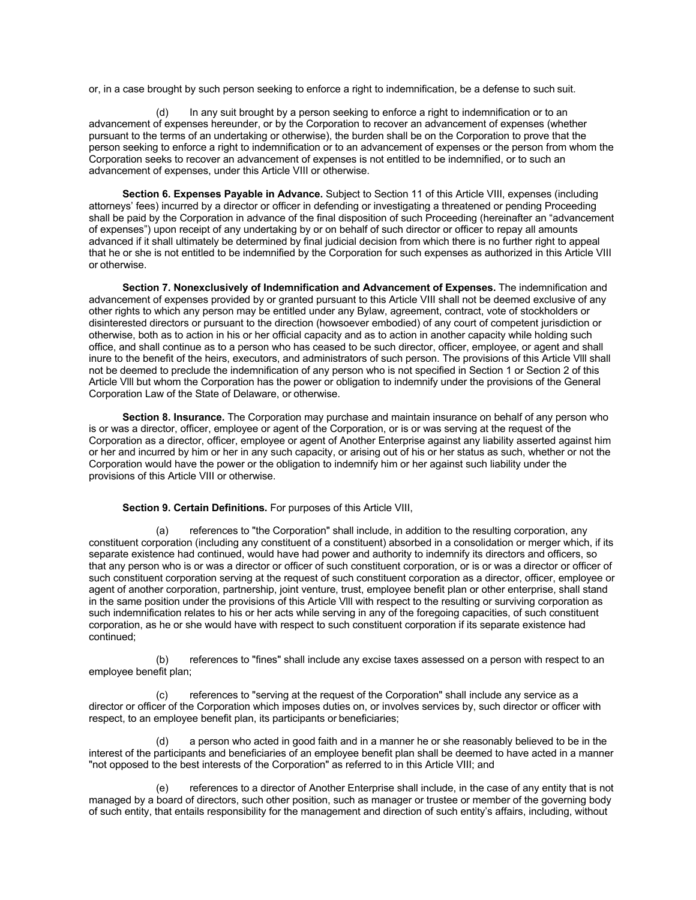or, in a case brought by such person seeking to enforce a right to indemnification, be a defense to such suit.

(d) In any suit brought by a person seeking to enforce a right to indemnification or to an advancement of expenses hereunder, or by the Corporation to recover an advancement of expenses (whether pursuant to the terms of an undertaking or otherwise), the burden shall be on the Corporation to prove that the person seeking to enforce a right to indemnification or to an advancement of expenses or the person from whom the Corporation seeks to recover an advancement of expenses is not entitled to be indemnified, or to such an advancement of expenses, under this Article VIII or otherwise.

**Section 6. Expenses Payable in Advance.** Subject to Section 11 of this Article VIII, expenses (including attorneys' fees) incurred by a director or officer in defending or investigating a threatened or pending Proceeding shall be paid by the Corporation in advance of the final disposition of such Proceeding (hereinafter an "advancement of expenses") upon receipt of any undertaking by or on behalf of such director or officer to repay all amounts advanced if it shall ultimately be determined by final judicial decision from which there is no further right to appeal that he or she is not entitled to be indemnified by the Corporation for such expenses as authorized in this Article VIII or otherwise.

**Section 7. Nonexclusively of Indemnification and Advancement of Expenses.** The indemnification and advancement of expenses provided by or granted pursuant to this Article VIII shall not be deemed exclusive of any other rights to which any person may be entitled under any Bylaw, agreement, contract, vote of stockholders or disinterested directors or pursuant to the direction (howsoever embodied) of any court of competent jurisdiction or otherwise, both as to action in his or her official capacity and as to action in another capacity while holding such office, and shall continue as to a person who has ceased to be such director, officer, employee, or agent and shall inure to the benefit of the heirs, executors, and administrators of such person. The provisions of this Article Vlll shall not be deemed to preclude the indemnification of any person who is not specified in Section 1 or Section 2 of this Article Vlll but whom the Corporation has the power or obligation to indemnify under the provisions of the General Corporation Law of the State of Delaware, or otherwise.

**Section 8. Insurance.** The Corporation may purchase and maintain insurance on behalf of any person who is or was a director, officer, employee or agent of the Corporation, or is or was serving at the request of the Corporation as a director, officer, employee or agent of Another Enterprise against any liability asserted against him or her and incurred by him or her in any such capacity, or arising out of his or her status as such, whether or not the Corporation would have the power or the obligation to indemnify him or her against such liability under the provisions of this Article VIII or otherwise.

**Section 9. Certain Definitions.** For purposes of this Article VIII,

(a) references to "the Corporation" shall include, in addition to the resulting corporation, any constituent corporation (including any constituent of a constituent) absorbed in a consolidation or merger which, if its separate existence had continued, would have had power and authority to indemnify its directors and officers, so that any person who is or was a director or officer of such constituent corporation, or is or was a director or officer of such constituent corporation serving at the request of such constituent corporation as a director, officer, employee or agent of another corporation, partnership, joint venture, trust, employee benefit plan or other enterprise, shall stand in the same position under the provisions of this Article Vlll with respect to the resulting or surviving corporation as such indemnification relates to his or her acts while serving in any of the foregoing capacities, of such constituent corporation, as he or she would have with respect to such constituent corporation if its separate existence had continued;

(b) references to "fines" shall include any excise taxes assessed on a person with respect to an employee benefit plan;

(c) references to "serving at the request of the Corporation" shall include any service as a director or officer of the Corporation which imposes duties on, or involves services by, such director or officer with respect, to an employee benefit plan, its participants or beneficiaries;

(d) a person who acted in good faith and in a manner he or she reasonably believed to be in the interest of the participants and beneficiaries of an employee benefit plan shall be deemed to have acted in a manner "not opposed to the best interests of the Corporation" as referred to in this Article VIII; and

(e) references to a director of Another Enterprise shall include, in the case of any entity that is not managed by a board of directors, such other position, such as manager or trustee or member of the governing body of such entity, that entails responsibility for the management and direction of such entity's affairs, including, without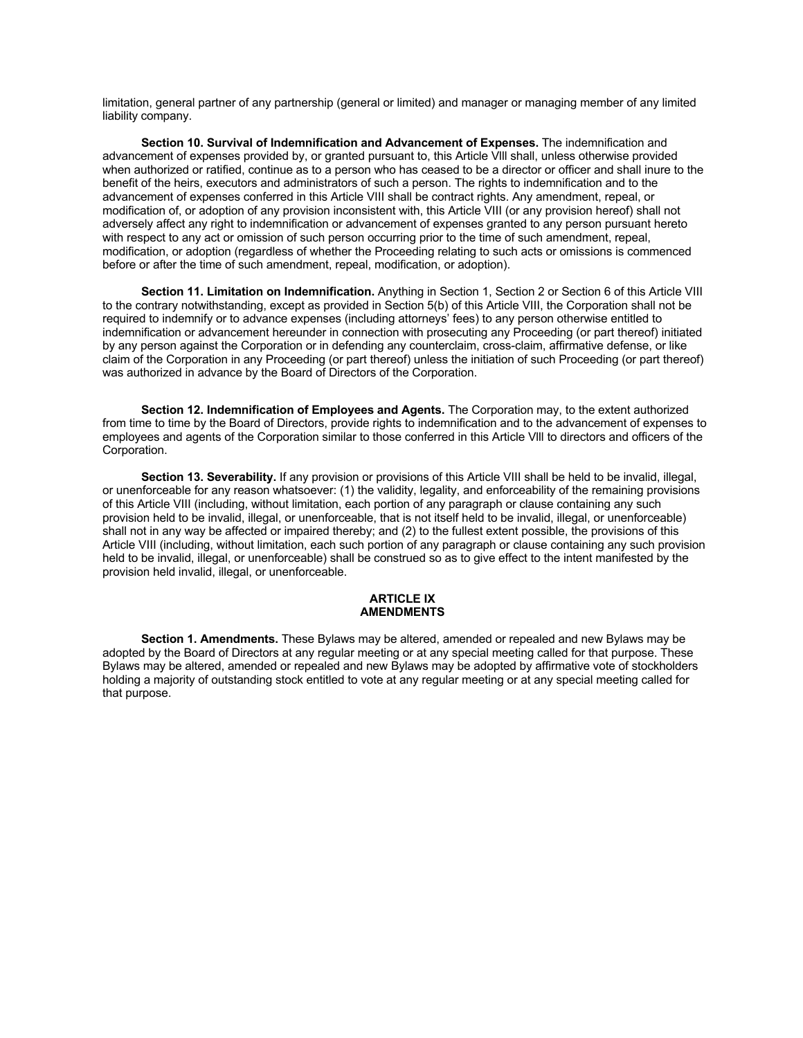limitation, general partner of any partnership (general or limited) and manager or managing member of any limited liability company.

**Section 10. Survival of Indemnification and Advancement of Expenses.** The indemnification and advancement of expenses provided by, or granted pursuant to, this Article Vlll shall, unless otherwise provided when authorized or ratified, continue as to a person who has ceased to be a director or officer and shall inure to the benefit of the heirs, executors and administrators of such a person. The rights to indemnification and to the advancement of expenses conferred in this Article VIII shall be contract rights. Any amendment, repeal, or modification of, or adoption of any provision inconsistent with, this Article VIII (or any provision hereof) shall not adversely affect any right to indemnification or advancement of expenses granted to any person pursuant hereto with respect to any act or omission of such person occurring prior to the time of such amendment, repeal, modification, or adoption (regardless of whether the Proceeding relating to such acts or omissions is commenced before or after the time of such amendment, repeal, modification, or adoption).

**Section 11. Limitation on Indemnification.** Anything in Section 1, Section 2 or Section 6 of this Article VIII to the contrary notwithstanding, except as provided in Section 5(b) of this Article VIII, the Corporation shall not be required to indemnify or to advance expenses (including attorneys' fees) to any person otherwise entitled to indemnification or advancement hereunder in connection with prosecuting any Proceeding (or part thereof) initiated by any person against the Corporation or in defending any counterclaim, cross-claim, affirmative defense, or like claim of the Corporation in any Proceeding (or part thereof) unless the initiation of such Proceeding (or part thereof) was authorized in advance by the Board of Directors of the Corporation.

**Section 12. Indemnification of Employees and Agents.** The Corporation may, to the extent authorized from time to time by the Board of Directors, provide rights to indemnification and to the advancement of expenses to employees and agents of the Corporation similar to those conferred in this Article Vlll to directors and officers of the Corporation.

**Section 13. Severability.** If any provision or provisions of this Article VIII shall be held to be invalid, illegal, or unenforceable for any reason whatsoever: (1) the validity, legality, and enforceability of the remaining provisions of this Article VIII (including, without limitation, each portion of any paragraph or clause containing any such provision held to be invalid, illegal, or unenforceable, that is not itself held to be invalid, illegal, or unenforceable) shall not in any way be affected or impaired thereby; and (2) to the fullest extent possible, the provisions of this Article VIII (including, without limitation, each such portion of any paragraph or clause containing any such provision held to be invalid, illegal, or unenforceable) shall be construed so as to give effect to the intent manifested by the provision held invalid, illegal, or unenforceable.

## ARTICLE IX
## AMENDMENTS

**Section 1. Amendments.** These Bylaws may be altered, amended or repealed and new Bylaws may be adopted by the Board of Directors at any regular meeting or at any special meeting called for that purpose. These Bylaws may be altered, amended or repealed and new Bylaws may be adopted by affirmative vote of stockholders holding a majority of outstanding stock entitled to vote at any regular meeting or at any special meeting called for that purpose.